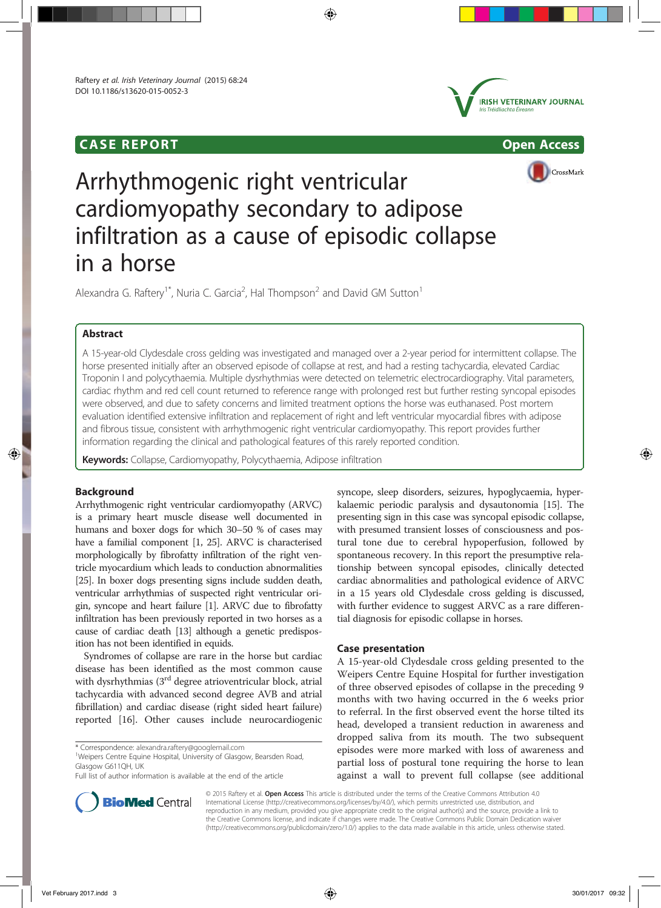CASE REPORT

Open Access

# Arrhythmogenic right ventricular cardiomyopathy secondary to adipose infiltration as a cause of episodic collapse in a horse

Alexandra G. Raftery[1*], Nuria C. Garcia[2], Hal Thompson[2] and David GM Sutton[1]

## Abstract

A 15-year-old Clydesdale cross gelding was investigated and managed over a 2-year period for intermittent collapse. The horse presented initially after an observed episode of collapse at rest, and had a resting tachycardia, elevated Cardiac Troponin I and polycythaemia. Multiple dysrhythmias were detected on telemetric electrocardiography. Vital parameters, cardiac rhythm and red cell count returned to reference range with prolonged rest but further resting syncopal episodes were observed, and due to safety concerns and limited treatment options the horse was euthanased. Post mortem evaluation identified extensive infiltration and replacement of right and left ventricular myocardial fibres with adipose and fibrous tissue, consistent with arrhythmogenic right ventricular cardiomyopathy. This report provides further information regarding the clinical and pathological features of this rarely reported condition.

**Keywords:** Collapse, Cardiomyopathy, Polycythaemia, Adipose infiltration

## Background

Arrhythmogenic right ventricular cardiomyopathy (ARVC) is a primary heart muscle disease well documented in humans and boxer dogs for which 30–50 % of cases may have a familial component [1, 25]. ARVC is characterised morphologically by fibrofatty infiltration of the right ventricle myocardium which leads to conduction abnormalities [25]. In boxer dogs presenting signs include sudden death, ventricular arrhythmias of suspected right ventricular origin, syncope and heart failure [1]. ARVC due to fibrofatty infiltration has been previously reported in two horses as a cause of cardiac death [13] although a genetic predisposition has not been identified in equids.

Syndromes of collapse are rare in the horse but cardiac disease has been identified as the most common cause with dysrhythmias (3rd degree atrioventricular block, atrial tachycardia with advanced second degree AVB and atrial fibrillation) and cardiac disease (right sided heart failure) reported [16]. Other causes include neurocardiogenic syncope, sleep disorders, seizures, hypoglycaemia, hyperkalaemic periodic paralysis and dysautonomia [15]. The presenting sign in this case was syncopal episodic collapse, with presumed transient losses of consciousness and postural tone due to cerebral hypoperfusion, followed by spontaneous recovery. In this report the presumptive relationship between syncopal episodes, clinically detected cardiac abnormalities and pathological evidence of ARVC in a 15 years old Clydesdale cross gelding is discussed, with further evidence to suggest ARVC as a rare differential diagnosis for episodic collapse in horses.

## Case presentation

A 15-year-old Clydesdale cross gelding presented to the Weipers Centre Equine Hospital for further investigation of three observed episodes of collapse in the preceding 9 months with two having occurred in the 6 weeks prior to referral. In the first observed event the horse tilted its head, developed a transient reduction in awareness and dropped saliva from its mouth. The two subsequent episodes were more marked with loss of awareness and partial loss of postural tone requiring the horse to lean against a wall to prevent full collapse (see additional

\* Correspondence: alexandra.raftery@googlemail.com
[1]Weipers Centre Equine Hospital, University of Glasgow, Bearsden Road, Glasgow G611QH, UK
Full list of author information is available at the end of the article

© 2015 Raftery et al. **Open Access** This article is distributed under the terms of the Creative Commons Attribution 4.0 International License (http://creativecommons.org/licenses/by/4.0/), which permits unrestricted use, distribution, and reproduction in any medium, provided you give appropriate credit to the original author(s) and the source, provide a link to the Creative Commons license, and indicate if changes were made. The Creative Commons Public Domain Dedication waiver (http://creativecommons.org/publicdomain/zero/1.0/) applies to the data made available in this article, unless otherwise stated.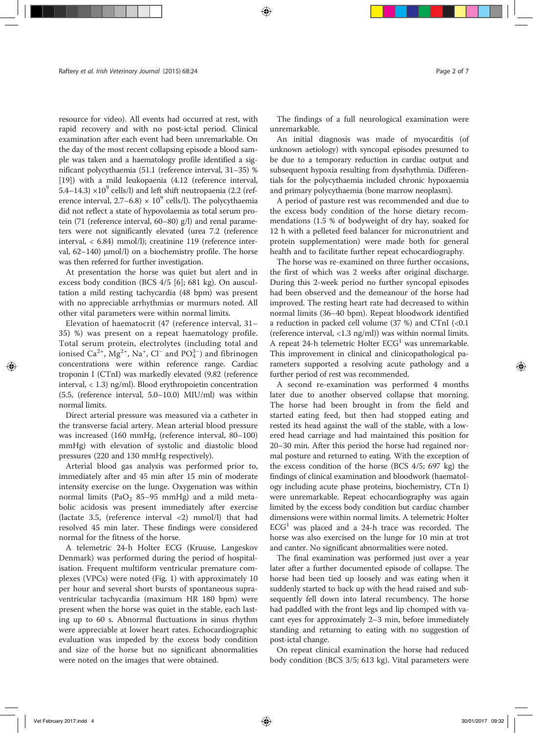resource for video). All events had occurred at rest, with rapid recovery and with no post-ictal period. Clinical examination after each event had been unremarkable. On the day of the most recent collapsing episode a blood sample was taken and a haematology profile identified a significant polycythaemia (51.1 (reference interval, 31–35) % [19]) with a mild leukopaenia (4.12 (reference interval, 5.4–14.3) $\times 10^9$ cells/l) and left shift neutropaenia (2.2 (reference interval, 2.7–6.8) $\times$ $10^9$ cells/l). The polycythaemia did not reflect a state of hypovolaemia as total serum protein (71 (reference interval, 60–80) g/l) and renal parameters were not significantly elevated (urea 7.2 (reference interval, < 6.84) mmol/l); creatinine 119 (reference interval, 62–140) μmol/l) on a biochemistry profile. The horse was then referred for further investigation.

At presentation the horse was quiet but alert and in excess body condition (BCS 4/5 [6]; 681 kg). On auscultation a mild resting tachycardia (48 bpm) was present with no appreciable arrhythmias or murmurs noted. All other vital parameters were within normal limits.

Elevation of haematocrit (47 (reference interval, 31–35) %) was present on a repeat haematology profile. Total serum protein, electrolytes (including total and ionised $Ca^{2+}$, $Mg^{2+}$, $Na^{+}$, $Cl^{-}$ and $PO_4^{3-}$) and fibrinogen concentrations were within reference range. Cardiac troponin I (CTnI) was markedly elevated (9.82 (reference interval, < 1.3) ng/ml). Blood erythropoietin concentration (5.5, (reference interval, 5.0–10.0) MIU/ml) was within normal limits.

Direct arterial pressure was measured via a catheter in the transverse facial artery. Mean arterial blood pressure was increased (160 mmHg, (reference interval, 80–100) mmHg) with elevation of systolic and diastolic blood pressures (220 and 130 mmHg respectively).

Arterial blood gas analysis was performed prior to, immediately after and 45 min after 15 min of moderate intensity exercise on the lunge. Oxygenation was within normal limits ($PaO_2$ 85–95 mmHg) and a mild metabolic acidosis was present immediately after exercise (lactate 3.5, (reference interval <2) mmol/l) that had resolved 45 min later. These findings were considered normal for the fitness of the horse.

A telemetric 24-h Holter ECG (Kruuse, Langeskov Denmark) was performed during the period of hospitalisation. Frequent multiform ventricular premature complexes (VPCs) were noted (Fig. 1) with approximately 10 per hour and several short bursts of spontaneous supraventricular tachycardia (maximum HR 180 bpm) were present when the horse was quiet in the stable, each lasting up to 60 s. Abnormal fluctuations in sinus rhythm were appreciable at lower heart rates. Echocardiographic evaluation was impeded by the excess body condition and size of the horse but no significant abnormalities were noted on the images that were obtained.

The findings of a full neurological examination were unremarkable.

An initial diagnosis was made of myocarditis (of unknown aetiology) with syncopal episodes presumed to be due to a temporary reduction in cardiac output and subsequent hypoxia resulting from dysrhythmia. Differentials for the polycythaemia included chronic hypoxaemia and primary polycythaemia (bone marrow neoplasm).

A period of pasture rest was recommended and due to the excess body condition of the horse dietary recommendations (1.5 % of bodyweight of dry hay, soaked for 12 h with a pelleted feed balancer for micronutrient and protein supplementation) were made both for general health and to facilitate further repeat echocardiography.

The horse was re-examined on three further occasions, the first of which was 2 weeks after original discharge. During this 2-week period no further syncopal episodes had been observed and the demeanour of the horse had improved. The resting heart rate had decreased to within normal limits (36–40 bpm). Repeat bloodwork identified a reduction in packed cell volume (37 %) and CTnI (<0.1 (reference interval, <1.3 ng/ml)) was within normal limits. A repeat 24-h telemetric Holter ECG[1] was unremarkable. This improvement in clinical and clinicopathological parameters supported a resolving acute pathology and a further period of rest was recommended.

A second re-examination was performed 4 months later due to another observed collapse that morning. The horse had been brought in from the field and started eating feed, but then had stopped eating and rested its head against the wall of the stable, with a lowered head carriage and had maintained this position for 20–30 min. After this period the horse had regained normal posture and returned to eating. With the exception of the excess condition of the horse (BCS 4/5; 697 kg) the findings of clinical examination and bloodwork (haematology including acute phase proteins, biochemistry, CTn I) were unremarkable. Repeat echocardiography was again limited by the excess body condition but cardiac chamber dimensions were within normal limits. A telemetric Holter ECG[1] was placed and a 24-h trace was recorded. The horse was also exercised on the lunge for 10 min at trot and canter. No significant abnormalities were noted.

The final examination was performed just over a year later after a further documented episode of collapse. The horse had been tied up loosely and was eating when it suddenly started to back up with the head raised and subsequently fell down into lateral recumbency. The horse had paddled with the front legs and lip chomped with vacant eyes for approximately 2–3 min, before immediately standing and returning to eating with no suggestion of post-ictal change.

On repeat clinical examination the horse had reduced body condition (BCS 3/5; 613 kg). Vital parameters were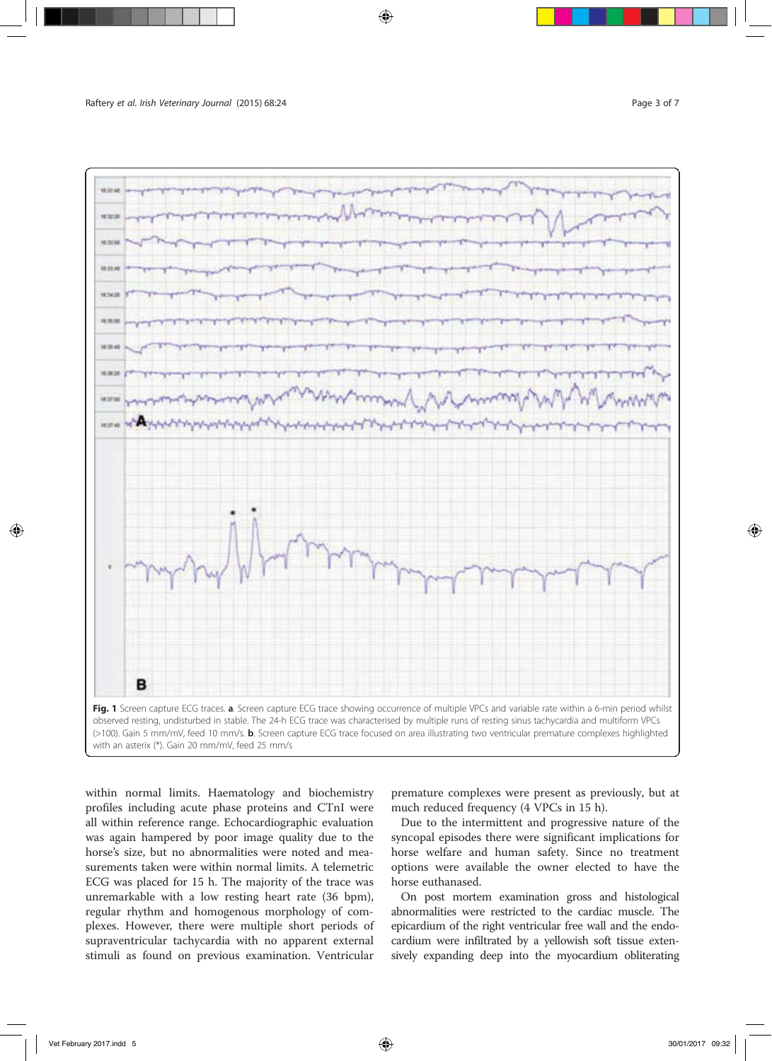A

B

**Fig. 1** Screen capture ECG traces. **a**. Screen capture ECG trace showing occurrence of multiple VPCs and variable rate within a 6-min period whilst observed resting, undisturbed in stable. The 24-h ECG trace was characterised by multiple runs of resting sinus tachycardia and multiform VPCs (>100). Gain 5 mm/mV, feed 10 mm/s. **b**. Screen capture ECG trace focused on area illustrating two ventricular premature complexes highlighted with an asterix (*). Gain 20 mm/mV, feed 25 mm/s

within normal limits. Haematology and biochemistry profiles including acute phase proteins and CTnI were all within reference range. Echocardiographic evaluation was again hampered by poor image quality due to the horse's size, but no abnormalities were noted and measurements taken were within normal limits. A telemetric ECG was placed for 15 h. The majority of the trace was unremarkable with a low resting heart rate (36 bpm), regular rhythm and homogenous morphology of complexes. However, there were multiple short periods of supraventricular tachycardia with no apparent external stimuli as found on previous examination. Ventricular premature complexes were present as previously, but at much reduced frequency (4 VPCs in 15 h).

Due to the intermittent and progressive nature of the syncopal episodes there were significant implications for horse welfare and human safety. Since no treatment options were available the owner elected to have the horse euthanased.

On post mortem examination gross and histological abnormalities were restricted to the cardiac muscle. The epicardium of the right ventricular free wall and the endocardium were infiltrated by a yellowish soft tissue extensively expanding deep into the myocardium obliterating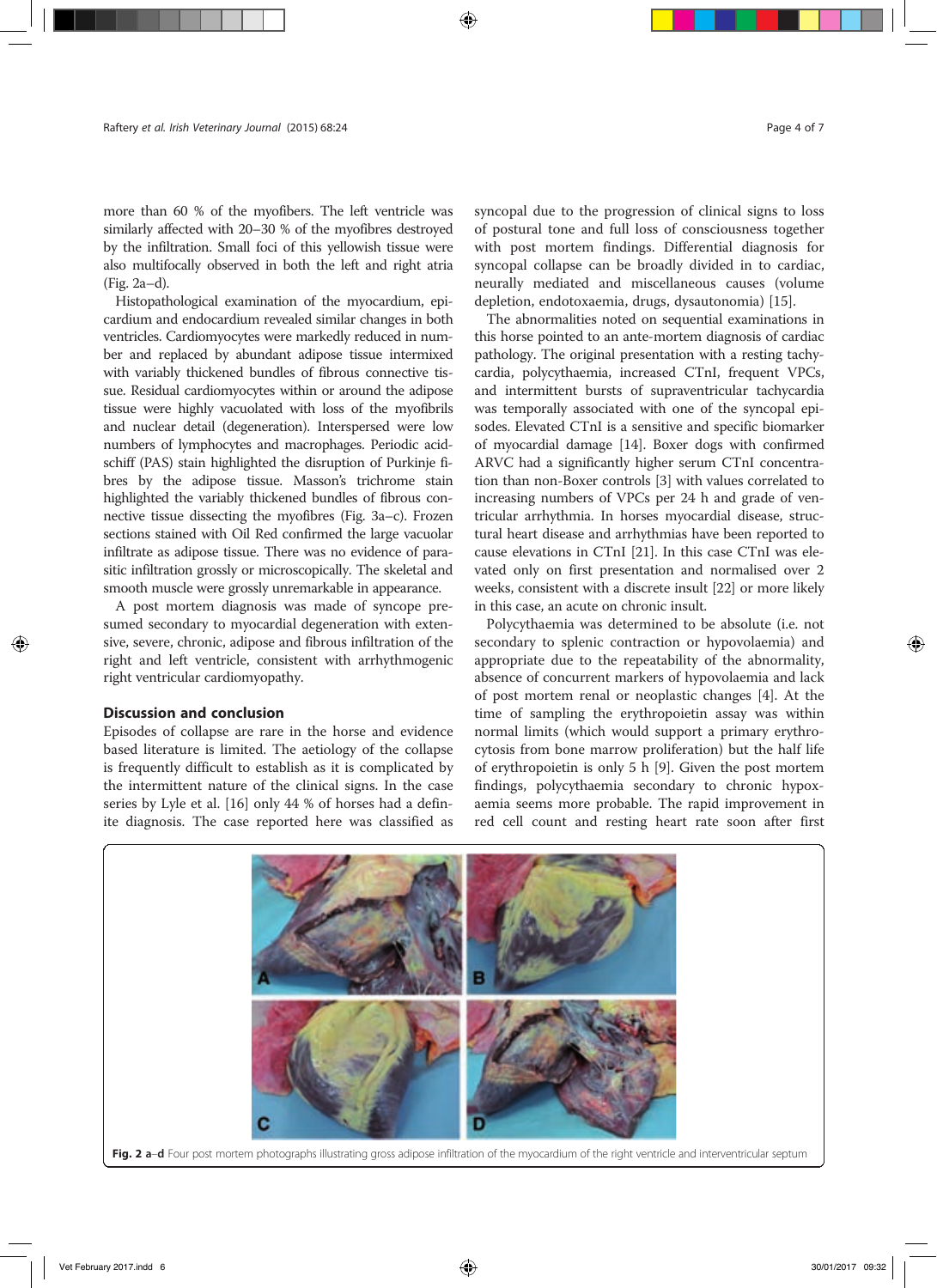more than 60 % of the myofibers. The left ventricle was similarly affected with 20–30 % of the myofibres destroyed by the infiltration. Small foci of this yellowish tissue were also multifocally observed in both the left and right atria (Fig. 2a–d).

Histopathological examination of the myocardium, epicardium and endocardium revealed similar changes in both ventricles. Cardiomyocytes were markedly reduced in number and replaced by abundant adipose tissue intermixed with variably thickened bundles of fibrous connective tissue. Residual cardiomyocytes within or around the adipose tissue were highly vacuolated with loss of the myofibrils and nuclear detail (degeneration). Interspersed were low numbers of lymphocytes and macrophages. Periodic acid-schiff (PAS) stain highlighted the disruption of Purkinje fibres by the adipose tissue. Masson's trichrome stain highlighted the variably thickened bundles of fibrous connective tissue dissecting the myofibres (Fig. 3a–c). Frozen sections stained with Oil Red confirmed the large vacuolar infiltrate as adipose tissue. There was no evidence of parasitic infiltration grossly or microscopically. The skeletal and smooth muscle were grossly unremarkable in appearance.

A post mortem diagnosis was made of syncope presumed secondary to myocardial degeneration with extensive, severe, chronic, adipose and fibrous infiltration of the right and left ventricle, consistent with arrhythmogenic right ventricular cardiomyopathy.

## Discussion and conclusion

Episodes of collapse are rare in the horse and evidence based literature is limited. The aetiology of the collapse is frequently difficult to establish as it is complicated by the intermittent nature of the clinical signs. In the case series by Lyle et al. [16] only 44 % of horses had a definite diagnosis. The case reported here was classified as syncopal due to the progression of clinical signs to loss of postural tone and full loss of consciousness together with post mortem findings. Differential diagnosis for syncopal collapse can be broadly divided in to cardiac, neurally mediated and miscellaneous causes (volume depletion, endotoxaemia, drugs, dysautonomia) [15].

The abnormalities noted on sequential examinations in this horse pointed to an ante-mortem diagnosis of cardiac pathology. The original presentation with a resting tachycardia, polycythaemia, increased CTnI, frequent VPCs, and intermittent bursts of supraventricular tachycardia was temporally associated with one of the syncopal episodes. Elevated CTnI is a sensitive and specific biomarker of myocardial damage [14]. Boxer dogs with confirmed ARVC had a significantly higher serum CTnI concentration than non-Boxer controls [3] with values correlated to increasing numbers of VPCs per 24 h and grade of ventricular arrhythmia. In horses myocardial disease, structural heart disease and arrhythmias have been reported to cause elevations in CTnI [21]. In this case CTnI was elevated only on first presentation and normalised over 2 weeks, consistent with a discrete insult [22] or more likely in this case, an acute on chronic insult.

Polycythaemia was determined to be absolute (i.e. not secondary to splenic contraction or hypovolaemia) and appropriate due to the repeatability of the abnormality, absence of concurrent markers of hypovolaemia and lack of post mortem renal or neoplastic changes [4]. At the time of sampling the erythropoietin assay was within normal limits (which would support a primary erythrocytosis from bone marrow proliferation) but the half life of erythropoietin is only 5 h [9]. Given the post mortem findings, polycythaemia secondary to chronic hypoxaemia seems more probable. The rapid improvement in red cell count and resting heart rate soon after first

**Fig. 2 a–d** Four post mortem photographs illustrating gross adipose infiltration of the myocardium of the right ventricle and interventricular septum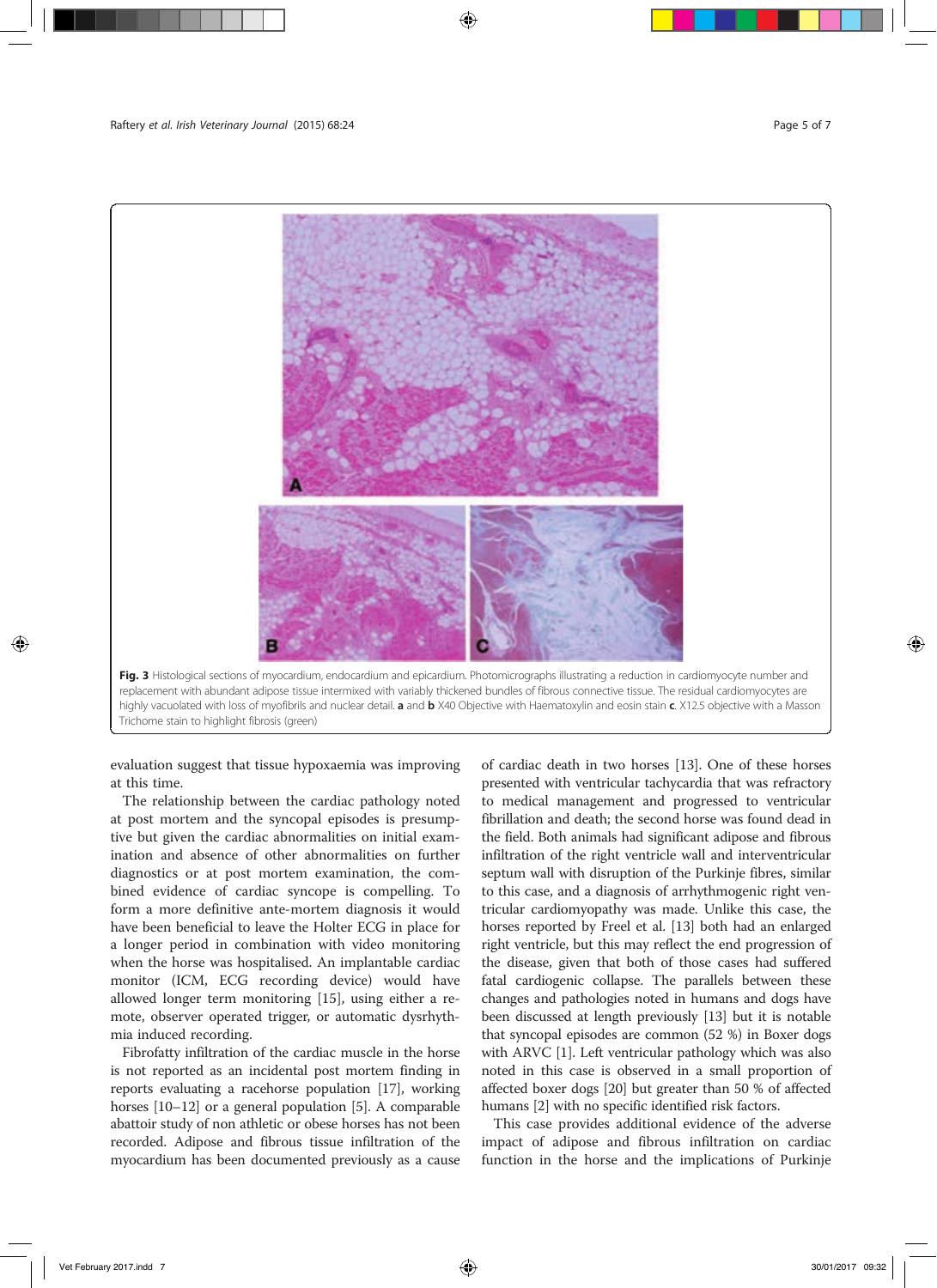**Fig. 3** Histological sections of myocardium, endocardium and epicardium. Photomicrographs illustrating a reduction in cardiomyocyte number and replacement with abundant adipose tissue intermixed with variably thickened bundles of fibrous connective tissue. The residual cardiomyocytes are highly vacuolated with loss of myofibrils and nuclear detail. **a** and **b** X40 Objective with Haematoxylin and eosin stain **c**. X12.5 objective with a Masson Trichome stain to highlight fibrosis (green)

evaluation suggest that tissue hypoxaemia was improving at this time.

The relationship between the cardiac pathology noted at post mortem and the syncopal episodes is presumptive but given the cardiac abnormalities on initial examination and absence of other abnormalities on further diagnostics or at post mortem examination, the combined evidence of cardiac syncope is compelling. To form a more definitive ante-mortem diagnosis it would have been beneficial to leave the Holter ECG in place for a longer period in combination with video monitoring when the horse was hospitalised. An implantable cardiac monitor (ICM, ECG recording device) would have allowed longer term monitoring [15], using either a remote, observer operated trigger, or automatic dysrhythmia induced recording.

Fibrofatty infiltration of the cardiac muscle in the horse is not reported as an incidental post mortem finding in reports evaluating a racehorse population [17], working horses [10–12] or a general population [5]. A comparable abattoir study of non athletic or obese horses has not been recorded. Adipose and fibrous tissue infiltration of the myocardium has been documented previously as a cause of cardiac death in two horses [13]. One of these horses presented with ventricular tachycardia that was refractory to medical management and progressed to ventricular fibrillation and death; the second horse was found dead in the field. Both animals had significant adipose and fibrous infiltration of the right ventricle wall and interventricular septum wall with disruption of the Purkinje fibres, similar to this case, and a diagnosis of arrhythmogenic right ventricular cardiomyopathy was made. Unlike this case, the horses reported by Freel et al. [13] both had an enlarged right ventricle, but this may reflect the end progression of the disease, given that both of those cases had suffered fatal cardiogenic collapse. The parallels between these changes and pathologies noted in humans and dogs have been discussed at length previously [13] but it is notable that syncopal episodes are common (52 %) in Boxer dogs with ARVC [1]. Left ventricular pathology which was also noted in this case is observed in a small proportion of affected boxer dogs [20] but greater than 50 % of affected humans [2] with no specific identified risk factors.

This case provides additional evidence of the adverse impact of adipose and fibrous infiltration on cardiac function in the horse and the implications of Purkinje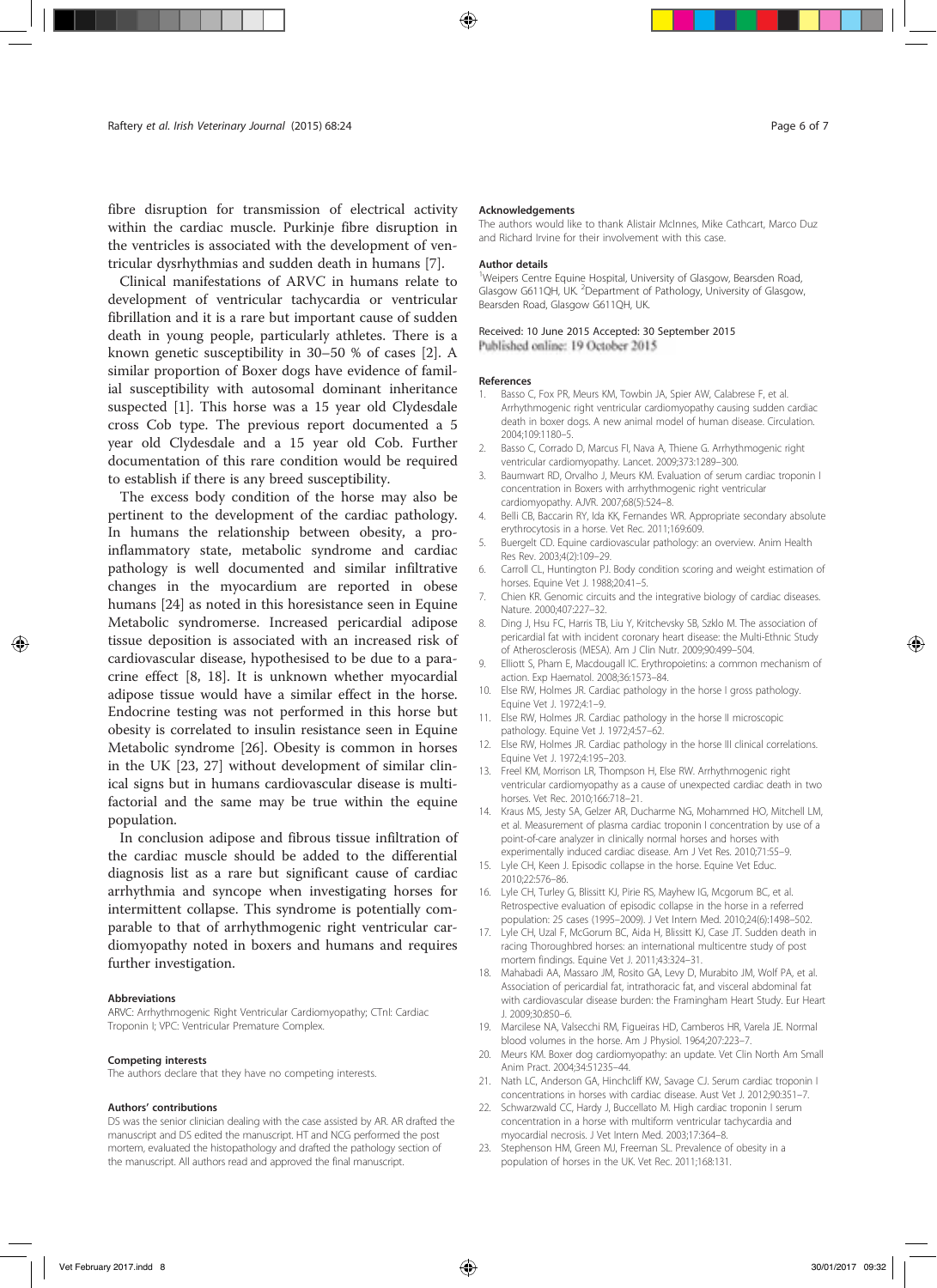fibre disruption for transmission of electrical activity within the cardiac muscle. Purkinje fibre disruption in the ventricles is associated with the development of ventricular dysrhythmias and sudden death in humans [7].

Clinical manifestations of ARVC in humans relate to development of ventricular tachycardia or ventricular fibrillation and it is a rare but important cause of sudden death in young people, particularly athletes. There is a known genetic susceptibility in 30–50 % of cases [2]. A similar proportion of Boxer dogs have evidence of familial susceptibility with autosomal dominant inheritance suspected [1]. This horse was a 15 year old Clydesdale cross Cob type. The previous report documented a 5 year old Clydesdale and a 15 year old Cob. Further documentation of this rare condition would be required to establish if there is any breed susceptibility.

The excess body condition of the horse may also be pertinent to the development of the cardiac pathology. In humans the relationship between obesity, a pro-inflammatory state, metabolic syndrome and cardiac pathology is well documented and similar infiltrative changes in the myocardium are reported in obese humans [24] as noted in this horesistance seen in Equine Metabolic syndromerse. Increased pericardial adipose tissue deposition is associated with an increased risk of cardiovascular disease, hypothesised to be due to a paracrine effect [8, 18]. It is unknown whether myocardial adipose tissue would have a similar effect in the horse. Endocrine testing was not performed in this horse but obesity is correlated to insulin resistance seen in Equine Metabolic syndrome [26]. Obesity is common in horses in the UK [23, 27] without development of similar clinical signs but in humans cardiovascular disease is multifactorial and the same may be true within the equine population.

In conclusion adipose and fibrous tissue infiltration of the cardiac muscle should be added to the differential diagnosis list as a rare but significant cause of cardiac arrhythmia and syncope when investigating horses for intermittent collapse. This syndrome is potentially comparable to that of arrhythmogenic right ventricular cardiomyopathy noted in boxers and humans and requires further investigation.

#### Abbreviations

ARVC: Arrhythmogenic Right Ventricular Cardiomyopathy; CTnI: Cardiac Troponin I; VPC: Ventricular Premature Complex.

#### Competing interests

The authors declare that they have no competing interests.

#### Authors' contributions

DS was the senior clinician dealing with the case assisted by AR. AR drafted the manuscript and DS edited the manuscript. HT and NCG performed the post mortem, evaluated the histopathology and drafted the pathology section of the manuscript. All authors read and approved the final manuscript.

#### Acknowledgements

The authors would like to thank Alistair McInnes, Mike Cathcart, Marco Duz and Richard Irvine for their involvement with this case.

#### Author details

[1]Weipers Centre Equine Hospital, University of Glasgow, Bearsden Road, Glasgow G611QH, UK. [2]Department of Pathology, University of Glasgow, Bearsden Road, Glasgow G611QH, UK.

Received: 10 June 2015 Accepted: 30 September 2015
Published online: 19 October 2015

#### References

1. Basso C, Fox PR, Meurs KM, Towbin JA, Spier AW, Calabrese F, et al. Arrhythmogenic right ventricular cardiomyopathy causing sudden cardiac death in boxer dogs. A new animal model of human disease. Circulation. 2004;109:1180–5.
2. Basso C, Corrado D, Marcus FI, Nava A, Thiene G. Arrhythmogenic right ventricular cardiomyopathy. Lancet. 2009;373:1289–300.
3. Baumwart RD, Orvalho J, Meurs KM. Evaluation of serum cardiac troponin I concentration in Boxers with arrhythmogenic right ventricular cardiomyopathy. AJVR. 2007;68(5):524–8.
4. Belli CB, Baccarin RY, Ida KK, Fernandes WR. Appropriate secondary absolute erythrocytosis in a horse. Vet Rec. 2011;169:609.
5. Buergelt CD. Equine cardiovascular pathology: an overview. Anim Health Res Rev. 2003;4(2):109–29.
6. Carroll CL, Huntington PJ. Body condition scoring and weight estimation of horses. Equine Vet J. 1988;20:41–5.
7. Chien KR. Genomic circuits and the integrative biology of cardiac diseases. Nature. 2000;407:227–32.
8. Ding J, Hsu FC, Harris TB, Liu Y, Kritchevsky SB, Szklo M. The association of pericardial fat with incident coronary heart disease: the Multi-Ethnic Study of Atherosclerosis (MESA). Am J Clin Nutr. 2009;90:499–504.
9. Elliott S, Pham E, Macdougall IC. Erythropoietins: a common mechanism of action. Exp Haematol. 2008;36:1573–84.
10. Else RW, Holmes JR. Cardiac pathology in the horse I gross pathology. Equine Vet J. 1972;4:1–9.
11. Else RW, Holmes JR. Cardiac pathology in the horse II microscopic pathology. Equine Vet J. 1972;4:57–62.
12. Else RW, Holmes JR. Cardiac pathology in the horse III clinical correlations. Equine Vet J. 1972;4:195–203.
13. Freel KM, Morrison LR, Thompson H, Else RW. Arrhythmogenic right ventricular cardiomyopathy as a cause of unexpected cardiac death in two horses. Vet Rec. 2010;166:718–21.
14. Kraus MS, Jesty SA, Gelzer AR, Ducharme NG, Mohammed HO, Mitchell LM, et al. Measurement of plasma cardiac troponin I concentration by use of a point-of-care analyzer in clinically normal horses and horses with experimentally induced cardiac disease. Am J Vet Res. 2010;71:55–9.
15. Lyle CH, Keen J. Episodic collapse in the horse. Equine Vet Educ. 2010;22:576–86.
16. Lyle CH, Turley G, Blissitt KJ, Pirie RS, Mayhew IG, Mcgorum BC, et al. Retrospective evaluation of episodic collapse in the horse in a referred population: 25 cases (1995–2009). J Vet Intern Med. 2010;24(6):1498–502.
17. Lyle CH, Uzal F, McGorum BC, Aida H, Blissitt KJ, Case JT. Sudden death in racing Thoroughbred horses: an international multicentre study of post mortem findings. Equine Vet J. 2011;43:324–31.
18. Mahabadi AA, Massaro JM, Rosito GA, Levy D, Murabito JM, Wolf PA, et al. Association of pericardial fat, intrathoracic fat, and visceral abdominal fat with cardiovascular disease burden: the Framingham Heart Study. Eur Heart J. 2009;30:850–6.
19. Marcilese NA, Valsecchi RM, Figueiras HD, Camberos HR, Varela JE. Normal blood volumes in the horse. Am J Physiol. 1964;207:223–7.
20. Meurs KM. Boxer dog cardiomyopathy: an update. Vet Clin North Am Small Anim Pract. 2004;34:51235–44.
21. Nath LC, Anderson GA, Hinchcliff KW, Savage CJ. Serum cardiac troponin I concentrations in horses with cardiac disease. Aust Vet J. 2012;90:351–7.
22. Schwarzwald CC, Hardy J, Buccellato M. High cardiac troponin I serum concentration in a horse with multiform ventricular tachycardia and myocardial necrosis. J Vet Intern Med. 2003;17:364–8.
23. Stephenson HM, Green MJ, Freeman SL. Prevalence of obesity in a population of horses in the UK. Vet Rec. 2011;168:131.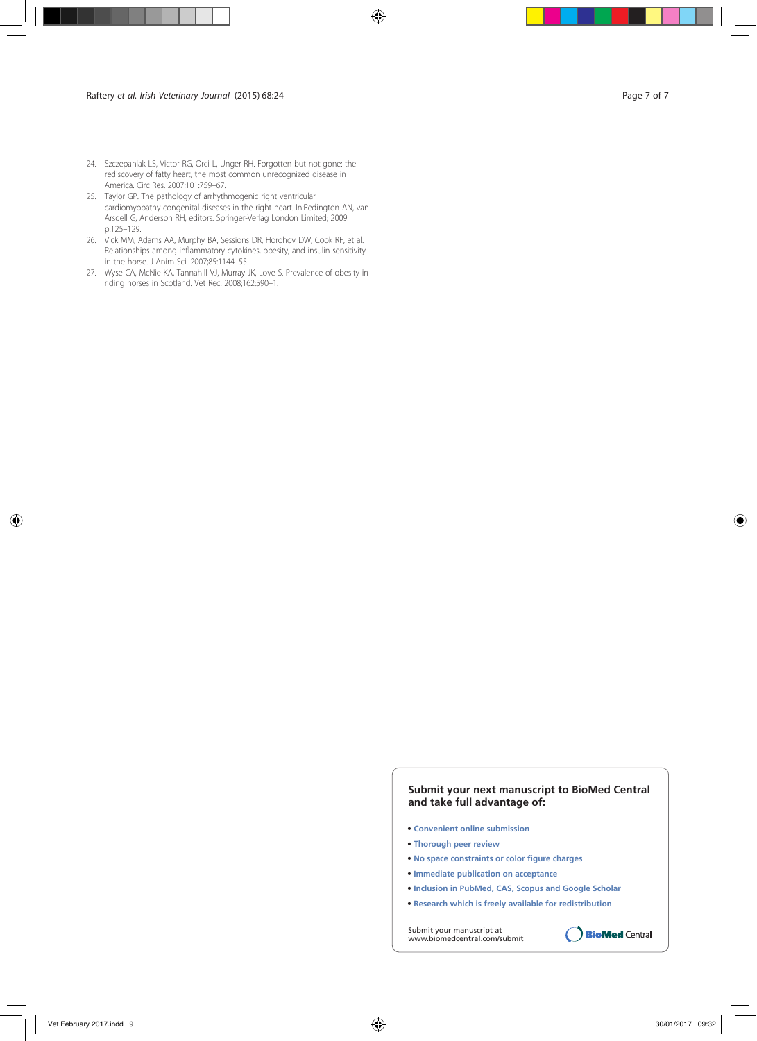24. Szczepaniak LS, Victor RG, Orci L, Unger RH. Forgotten but not gone: the rediscovery of fatty heart, the most common unrecognized disease in America. Circ Res. 2007;101:759–67.
25. Taylor GP. The pathology of arrhythmogenic right ventricular cardiomyopathy congenital diseases in the right heart. In:Redington AN, van Arsdell G, Anderson RH, editors. Springer-Verlag London Limited; 2009. p.125–129.
26. Vick MM, Adams AA, Murphy BA, Sessions DR, Horohov DW, Cook RF, et al. Relationships among inflammatory cytokines, obesity, and insulin sensitivity in the horse. J Anim Sci. 2007;85:1144–55.
27. Wyse CA, McNie KA, Tannahill VJ, Murray JK, Love S. Prevalence of obesity in riding horses in Scotland. Vet Rec. 2008;162:590–1.

**Submit your next manuscript to BioMed Central and take full advantage of:**

- **Convenient online submission**
- **Thorough peer review**
- **No space constraints or color figure charges**
- **Immediate publication on acceptance**
- **Inclusion in PubMed, CAS, Scopus and Google Scholar**
- **Research which is freely available for redistribution**

Submit your manuscript at
www.biomedcentral.com/submit

BioMed Central